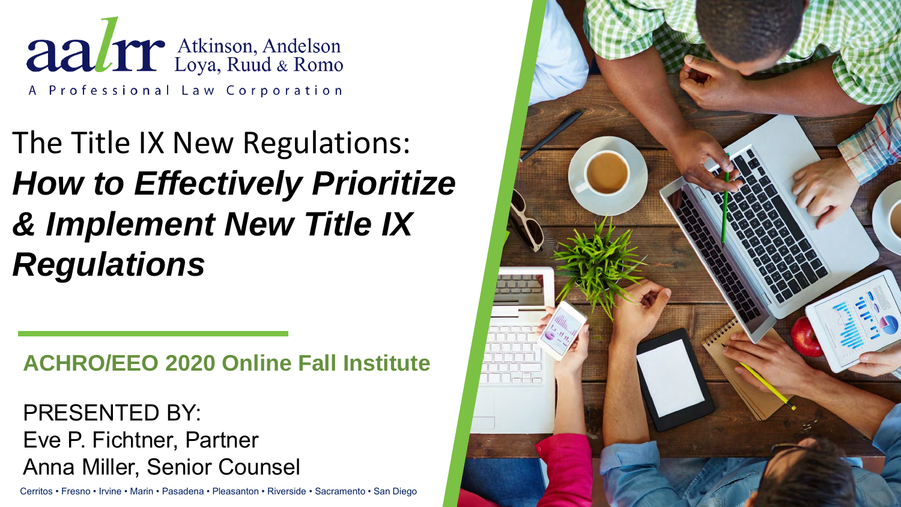aalrr Atkinson, Andelson Loya, Ruud & Romo

A Professional Law Corporation

# The Title IX New Regulations: ***How to Effectively Prioritize & Implement New Title IX Regulations***

**ACHRO/EEO 2020 Online Fall Institute**

PRESENTED BY:
Eve P. Fichtner, Partner
Anna Miller, Senior Counsel

Cerritos • Fresno • Irvine • Marin • Pasadena • Pleasanton • Riverside • Sacramento • San Diego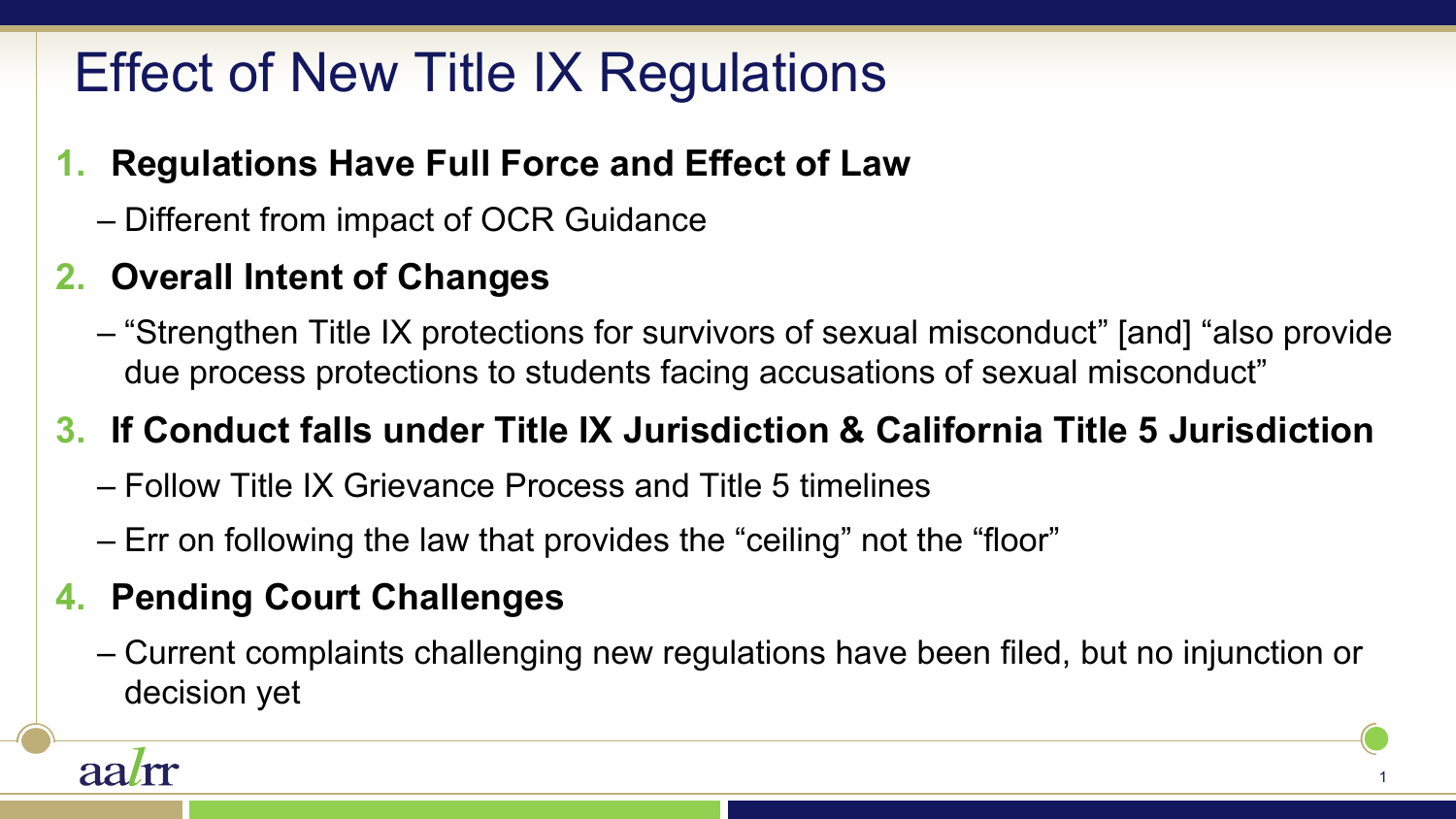# Effect of New Title IX Regulations

1. **Regulations Have Full Force and Effect of Law**
   - Different from impact of OCR Guidance
2. **Overall Intent of Changes**
   - "Strengthen Title IX protections for survivors of sexual misconduct" [and] "also provide due process protections to students facing accusations of sexual misconduct"
3. **If Conduct falls under Title IX Jurisdiction & California Title 5 Jurisdiction**
   - Follow Title IX Grievance Process and Title 5 timelines
   - Err on following the law that provides the "ceiling" not the "floor"
4. **Pending Court Challenges**
   - Current complaints challenging new regulations have been filed, but no injunction or decision yet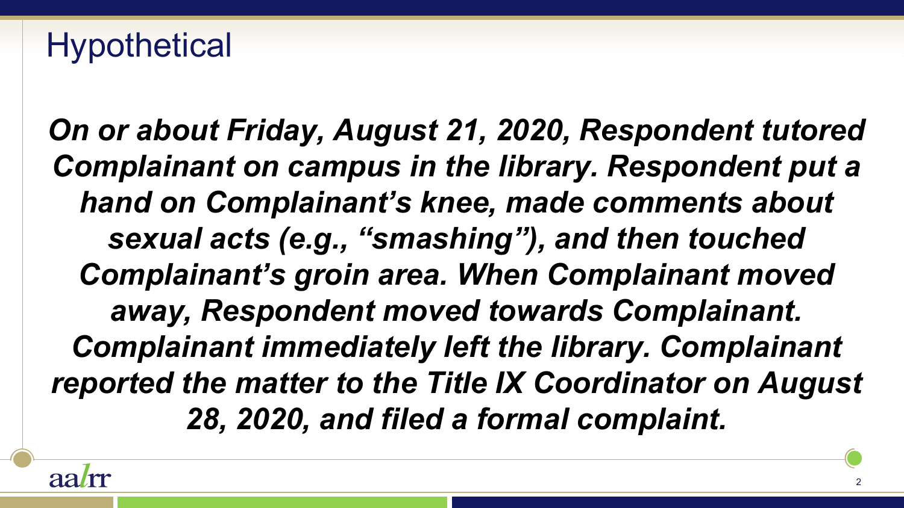# Hypothetical

***On or about Friday, August 21, 2020, Respondent tutored Complainant on campus in the library. Respondent put a hand on Complainant's knee, made comments about sexual acts (e.g., "smashing"), and then touched Complainant's groin area. When Complainant moved away, Respondent moved towards Complainant. Complainant immediately left the library. Complainant reported the matter to the Title IX Coordinator on August 28, 2020, and filed a formal complaint.***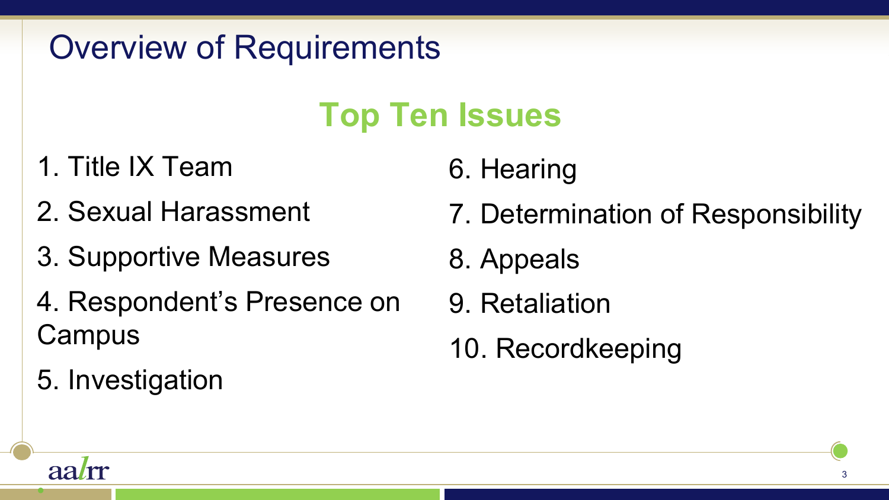# Overview of Requirements

## Top Ten Issues

1. Title IX Team
2. Sexual Harassment
3. Supportive Measures
4. Respondent's Presence on Campus
5. Investigation
6. Hearing
7. Determination of Responsibility
8. Appeals
9. Retaliation
10. Recordkeeping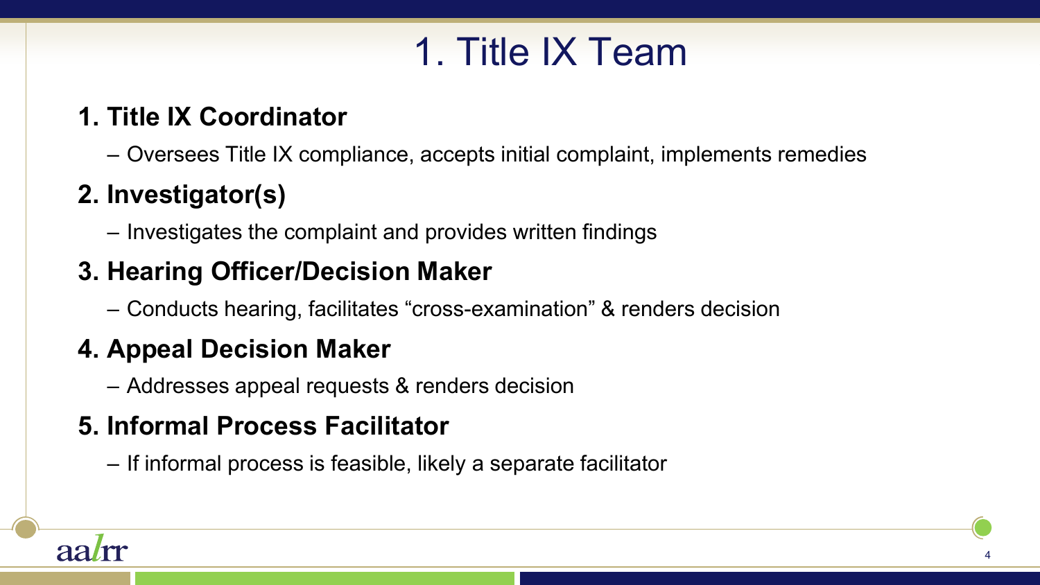# 1. Title IX Team

1. **Title IX Coordinator**
   - Oversees Title IX compliance, accepts initial complaint, implements remedies
2. **Investigator(s)**
   - Investigates the complaint and provides written findings
3. **Hearing Officer/Decision Maker**
   - Conducts hearing, facilitates "cross-examination" & renders decision
4. **Appeal Decision Maker**
   - Addresses appeal requests & renders decision
5. **Informal Process Facilitator**
   - If informal process is feasible, likely a separate facilitator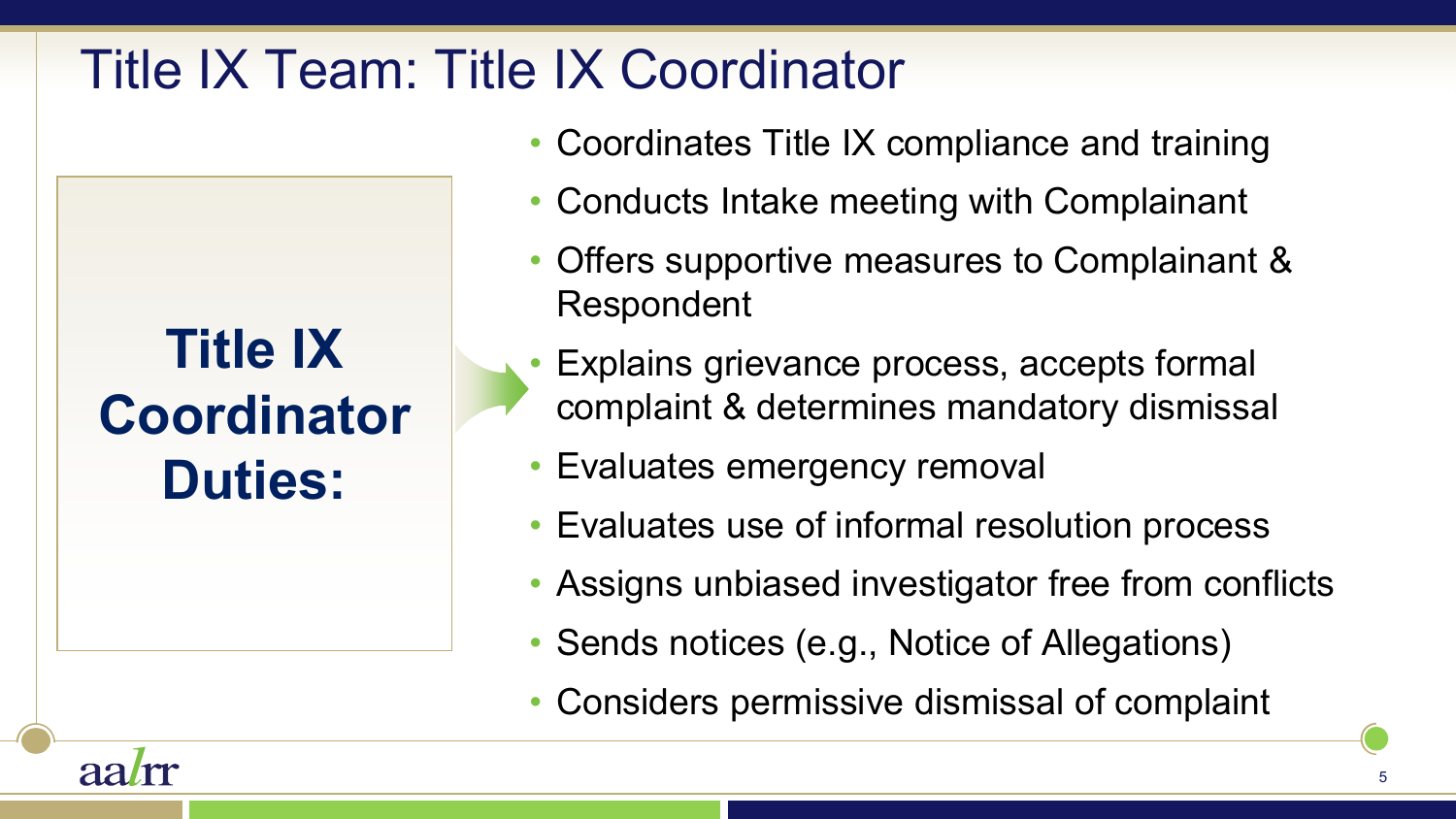# Title IX Team: Title IX Coordinator

**Title IX Coordinator Duties:**

- Coordinates Title IX compliance and training
- Conducts Intake meeting with Complainant
- Offers supportive measures to Complainant & Respondent
- Explains grievance process, accepts formal complaint & determines mandatory dismissal
- Evaluates emergency removal
- Evaluates use of informal resolution process
- Assigns unbiased investigator free from conflicts
- Sends notices (e.g., Notice of Allegations)
- Considers permissive dismissal of complaint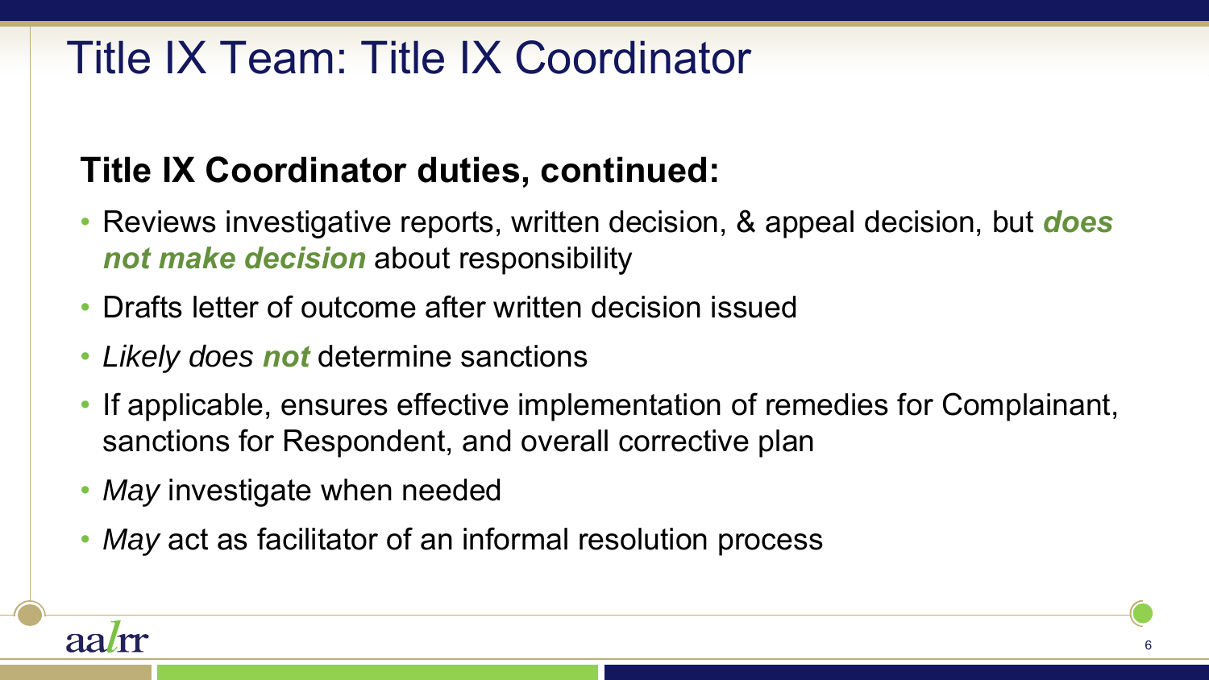# Title IX Team: Title IX Coordinator

## Title IX Coordinator duties, continued:

- Reviews investigative reports, written decision, & appeal decision, but ***does not make decision*** about responsibility
- Drafts letter of outcome after written decision issued
- *Likely does **not*** determine sanctions
- If applicable, ensures effective implementation of remedies for Complainant, sanctions for Respondent, and overall corrective plan
- *May* investigate when needed
- *May* act as facilitator of an informal resolution process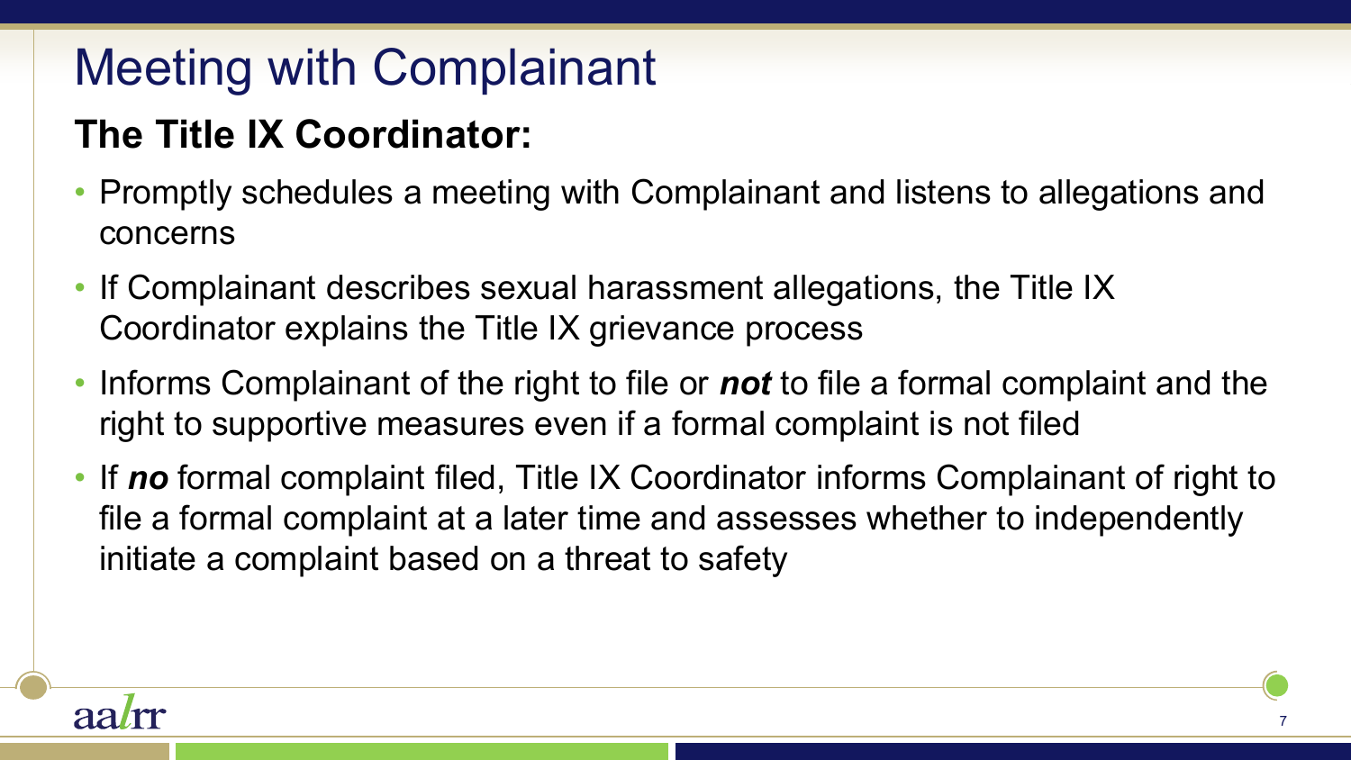# Meeting with Complainant

## The Title IX Coordinator:

- Promptly schedules a meeting with Complainant and listens to allegations and concerns
- If Complainant describes sexual harassment allegations, the Title IX Coordinator explains the Title IX grievance process
- Informs Complainant of the right to file or ***not*** to file a formal complaint and the right to supportive measures even if a formal complaint is not filed
- If ***no*** formal complaint filed, Title IX Coordinator informs Complainant of right to file a formal complaint at a later time and assesses whether to independently initiate a complaint based on a threat to safety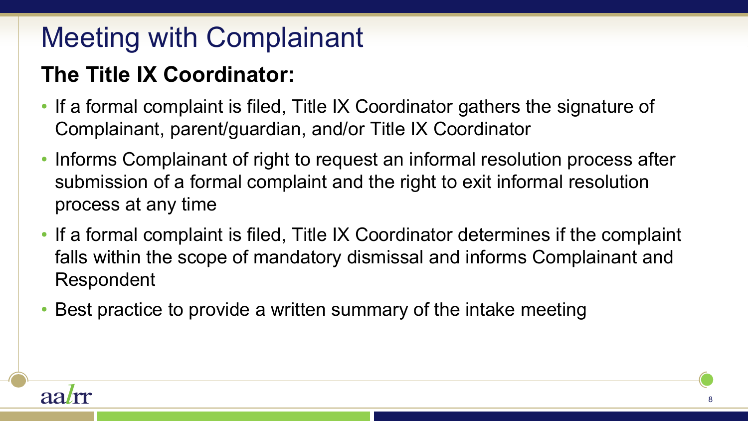# Meeting with Complainant

## The Title IX Coordinator:

- If a formal complaint is filed, Title IX Coordinator gathers the signature of Complainant, parent/guardian, and/or Title IX Coordinator
- Informs Complainant of right to request an informal resolution process after submission of a formal complaint and the right to exit informal resolution process at any time
- If a formal complaint is filed, Title IX Coordinator determines if the complaint falls within the scope of mandatory dismissal and informs Complainant and Respondent
- Best practice to provide a written summary of the intake meeting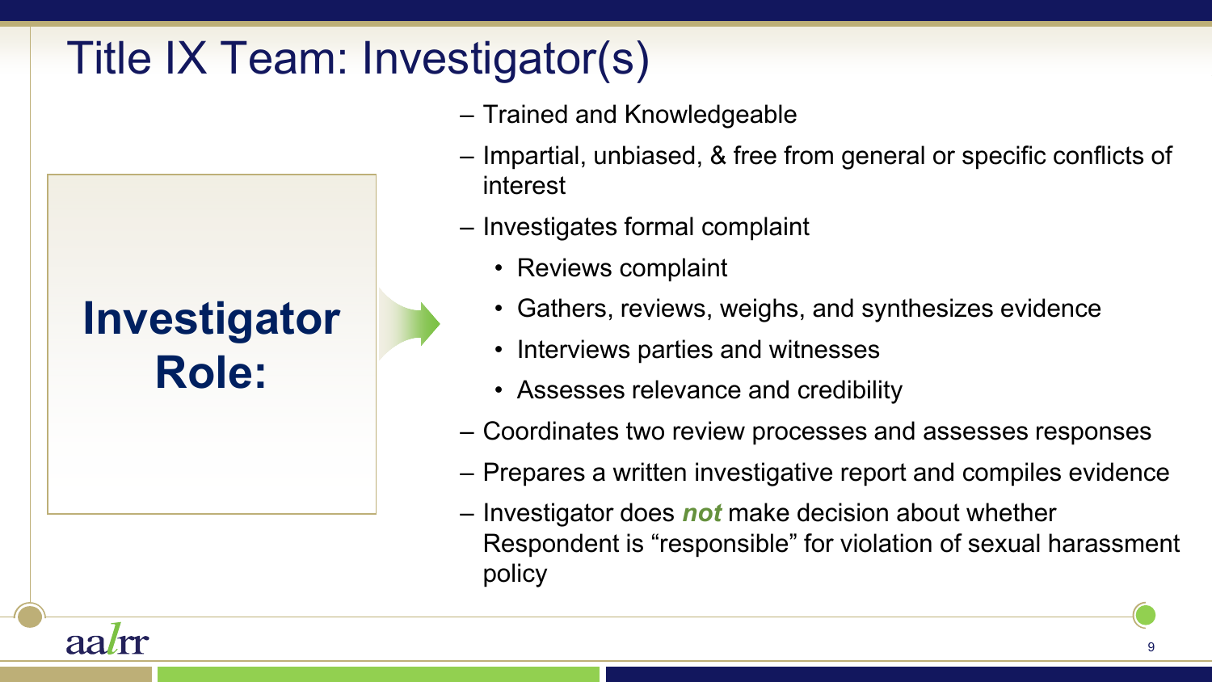# Title IX Team: Investigator(s)

**Investigator Role:**

- Trained and Knowledgeable
- Impartial, unbiased, & free from general or specific conflicts of interest
- Investigates formal complaint
  - Reviews complaint
  - Gathers, reviews, weighs, and synthesizes evidence
  - Interviews parties and witnesses
  - Assesses relevance and credibility
- Coordinates two review processes and assesses responses
- Prepares a written investigative report and compiles evidence
- Investigator does ***not*** make decision about whether Respondent is "responsible" for violation of sexual harassment policy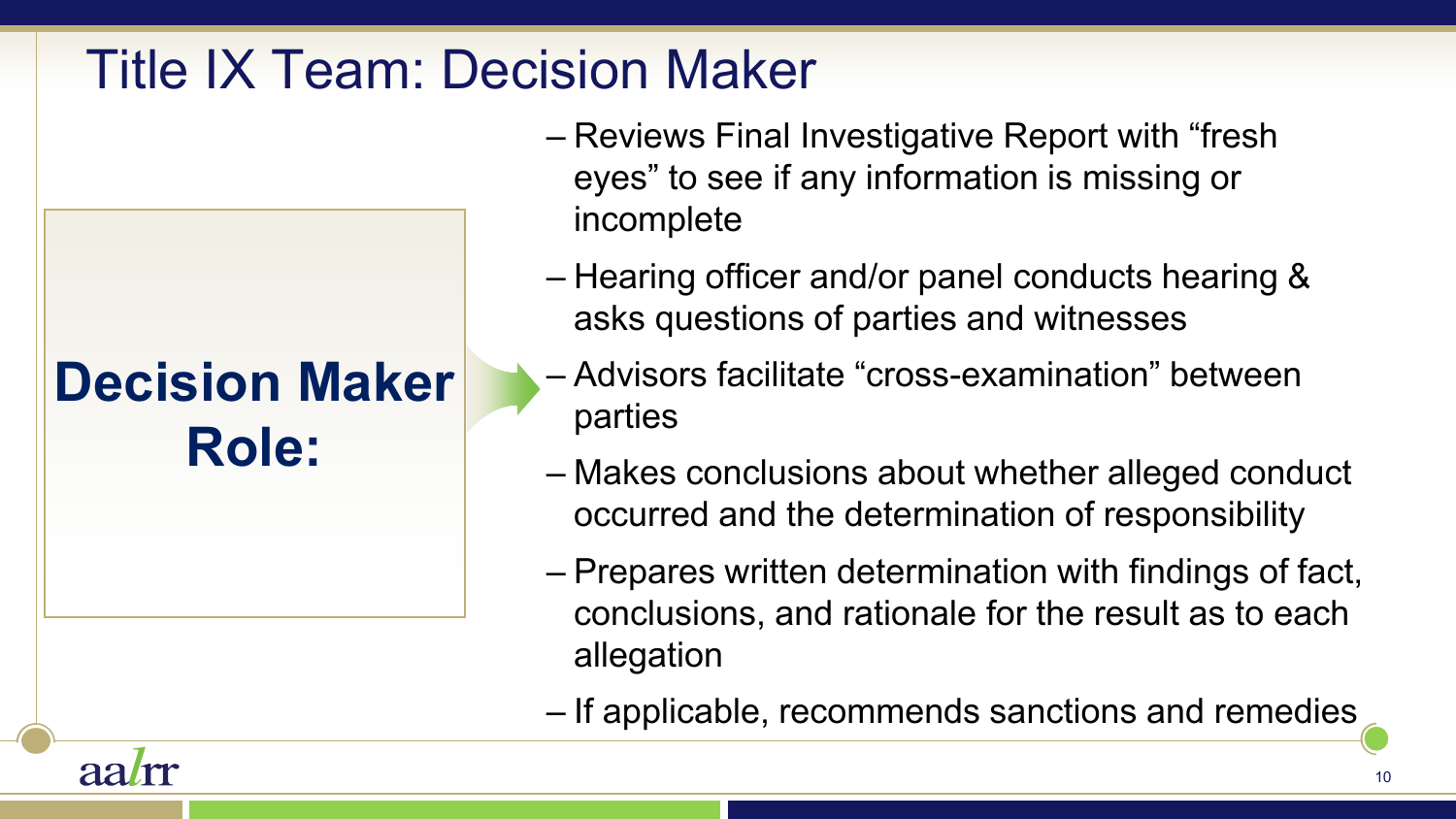# Title IX Team: Decision Maker

**Decision Maker Role:**

- Reviews Final Investigative Report with "fresh eyes" to see if any information is missing or incomplete
- Hearing officer and/or panel conducts hearing & asks questions of parties and witnesses
- Advisors facilitate "cross-examination" between parties
- Makes conclusions about whether alleged conduct occurred and the determination of responsibility
- Prepares written determination with findings of fact, conclusions, and rationale for the result as to each allegation
- If applicable, recommends sanctions and remedies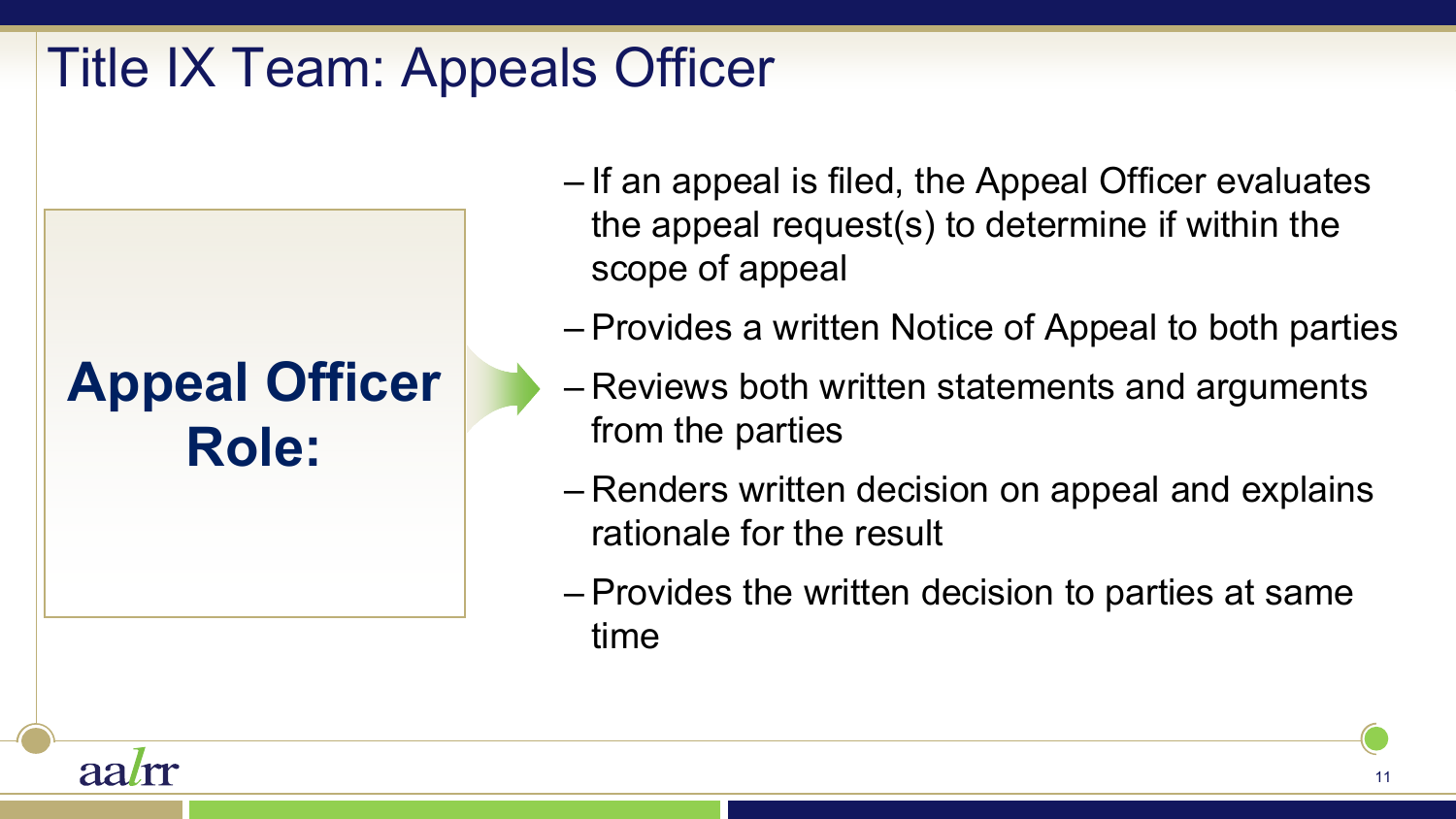# Title IX Team: Appeals Officer

**Appeal Officer Role:**

- If an appeal is filed, the Appeal Officer evaluates the appeal request(s) to determine if within the scope of appeal
- Provides a written Notice of Appeal to both parties
- Reviews both written statements and arguments from the parties
- Renders written decision on appeal and explains rationale for the result
- Provides the written decision to parties at same time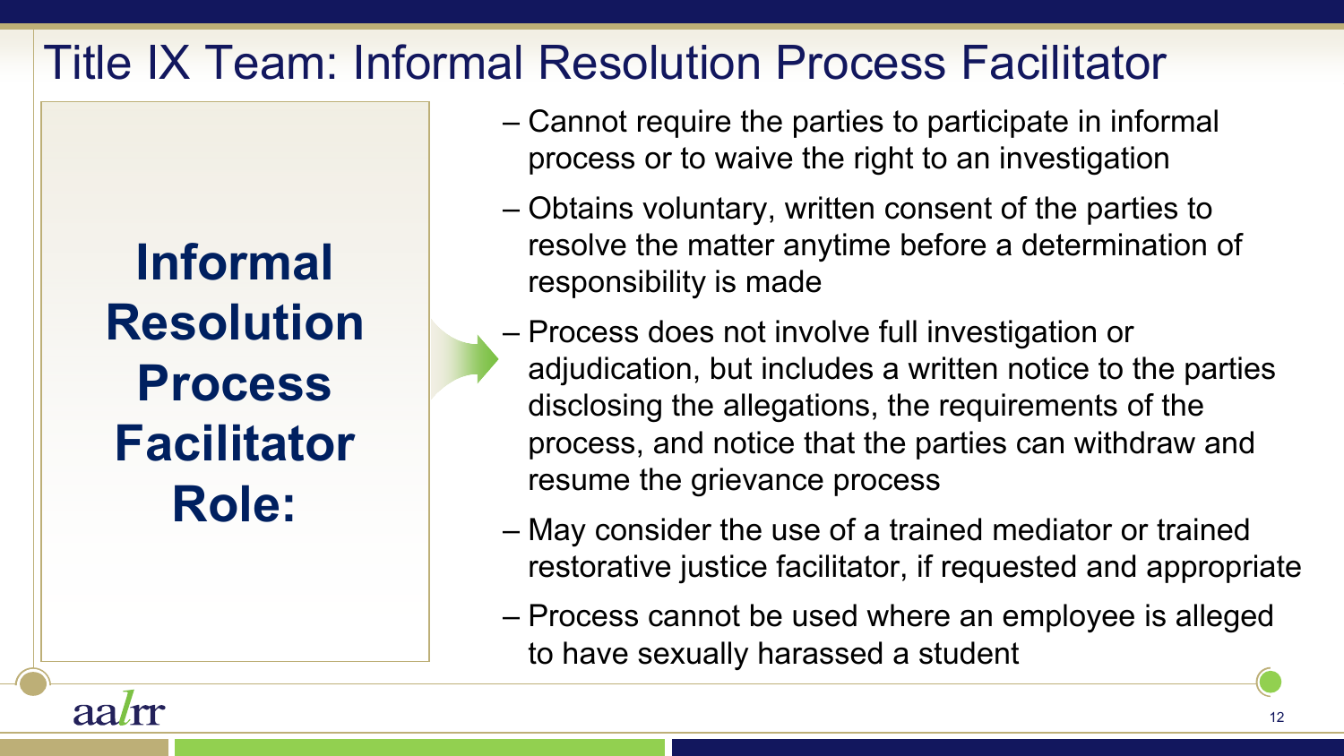# Title IX Team: Informal Resolution Process Facilitator

**Informal Resolution Process Facilitator Role:**

- Cannot require the parties to participate in informal process or to waive the right to an investigation
- Obtains voluntary, written consent of the parties to resolve the matter anytime before a determination of responsibility is made
- Process does not involve full investigation or adjudication, but includes a written notice to the parties disclosing the allegations, the requirements of the process, and notice that the parties can withdraw and resume the grievance process
- May consider the use of a trained mediator or trained restorative justice facilitator, if requested and appropriate
- Process cannot be used where an employee is alleged to have sexually harassed a student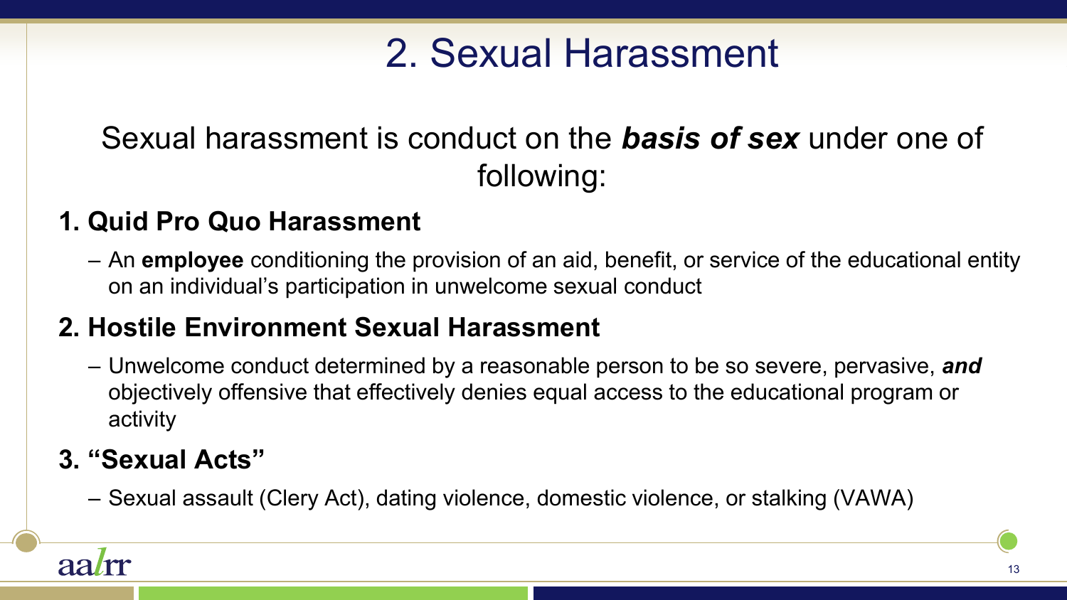# 2. Sexual Harassment

Sexual harassment is conduct on the ***basis of sex*** under one of following:

### 1. Quid Pro Quo Harassment

- An **employee** conditioning the provision of an aid, benefit, or service of the educational entity on an individual's participation in unwelcome sexual conduct

### 2. Hostile Environment Sexual Harassment

- Unwelcome conduct determined by a reasonable person to be so severe, pervasive, ***and*** objectively offensive that effectively denies equal access to the educational program or activity

### 3. "Sexual Acts"

- Sexual assault (Clery Act), dating violence, domestic violence, or stalking (VAWA)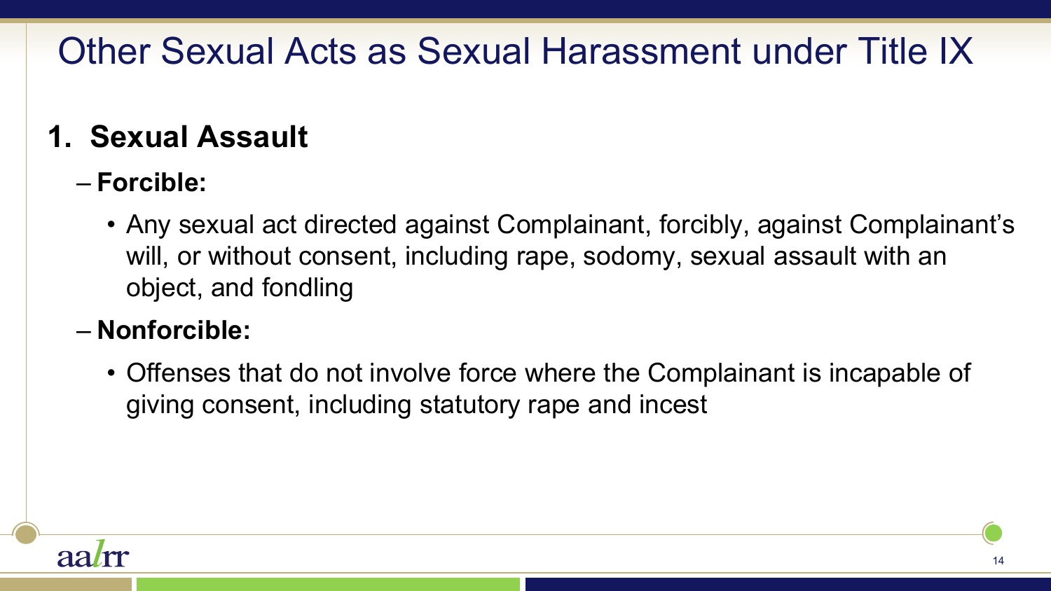# Other Sexual Acts as Sexual Harassment under Title IX

1. **Sexual Assault**
   - **Forcible:**
     - Any sexual act directed against Complainant, forcibly, against Complainant's will, or without consent, including rape, sodomy, sexual assault with an object, and fondling
   - **Nonforcible:**
     - Offenses that do not involve force where the Complainant is incapable of giving consent, including statutory rape and incest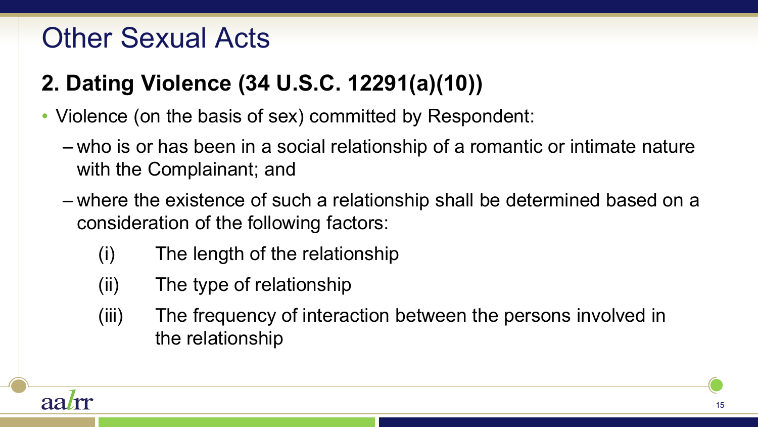# Other Sexual Acts

## 2. Dating Violence (34 U.S.C. 12291(a)(10))

- Violence (on the basis of sex) committed by Respondent:
  - who is or has been in a social relationship of a romantic or intimate nature with the Complainant; and
  - where the existence of such a relationship shall be determined based on a consideration of the following factors:
    - (i) The length of the relationship
    - (ii) The type of relationship
    - (iii) The frequency of interaction between the persons involved in the relationship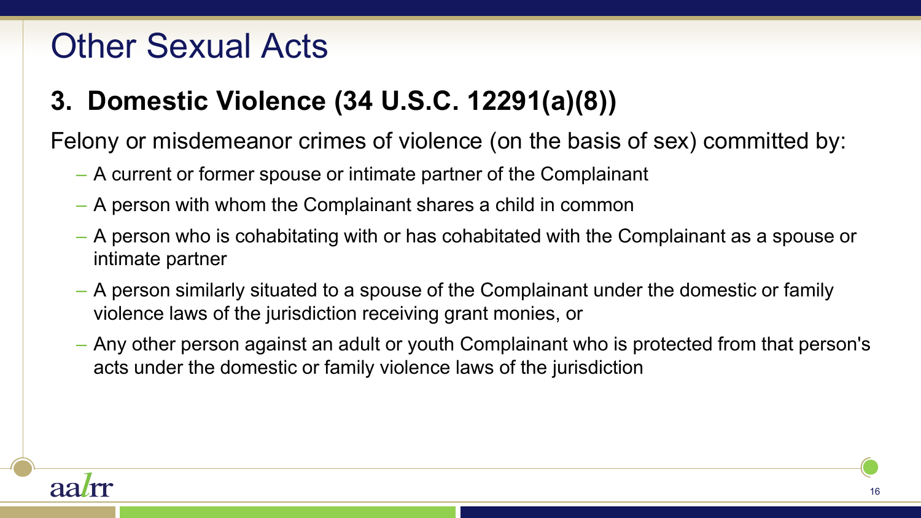# Other Sexual Acts

## 3. Domestic Violence (34 U.S.C. 12291(a)(8))

Felony or misdemeanor crimes of violence (on the basis of sex) committed by:

- A current or former spouse or intimate partner of the Complainant
- A person with whom the Complainant shares a child in common
- A person who is cohabitating with or has cohabitated with the Complainant as a spouse or intimate partner
- A person similarly situated to a spouse of the Complainant under the domestic or family violence laws of the jurisdiction receiving grant monies, or
- Any other person against an adult or youth Complainant who is protected from that person's acts under the domestic or family violence laws of the jurisdiction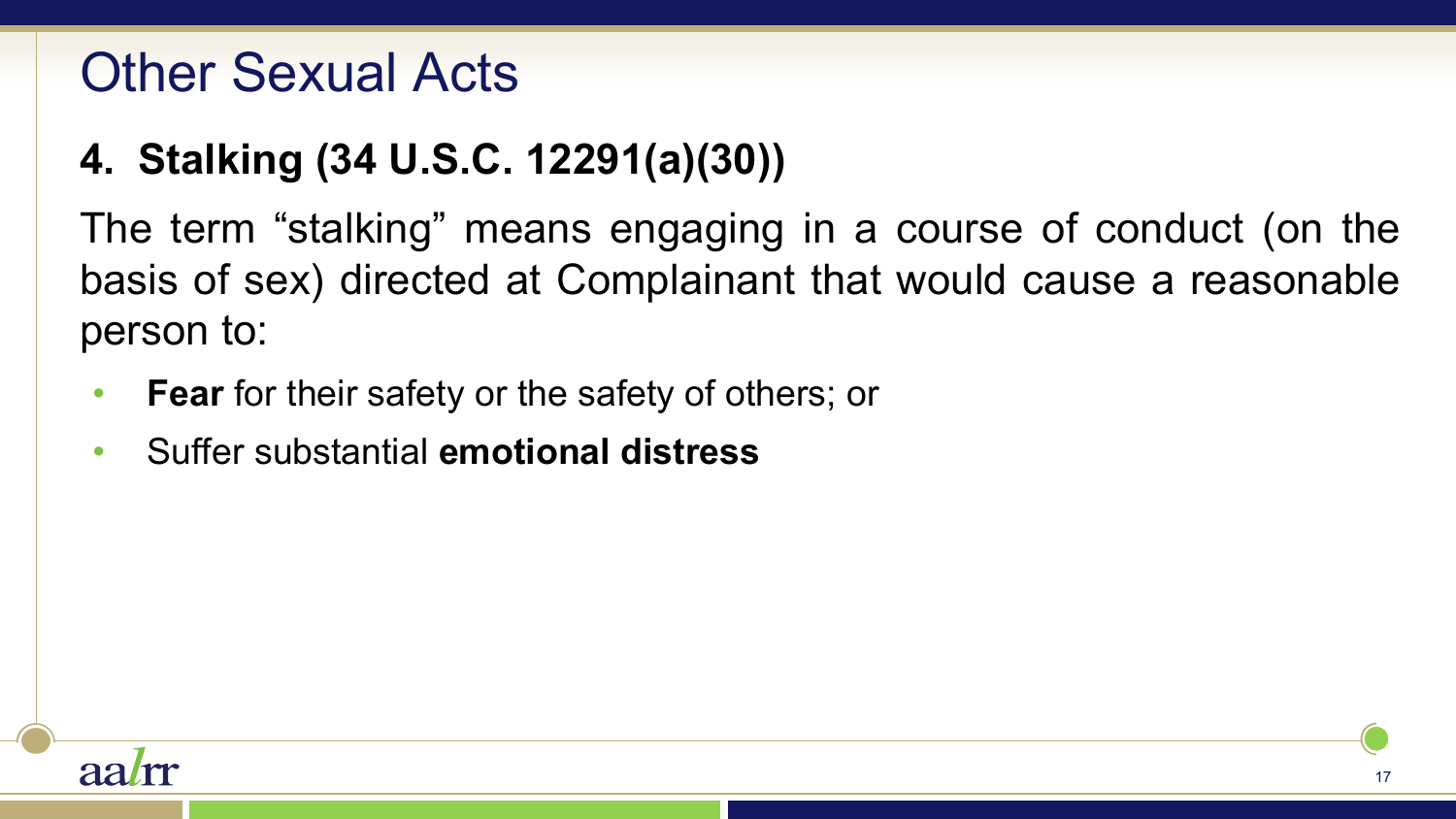# Other Sexual Acts

## 4. Stalking (34 U.S.C. 12291(a)(30))

The term “stalking” means engaging in a course of conduct (on the basis of sex) directed at Complainant that would cause a reasonable person to:

- **Fear** for their safety or the safety of others; or
- Suffer substantial **emotional distress**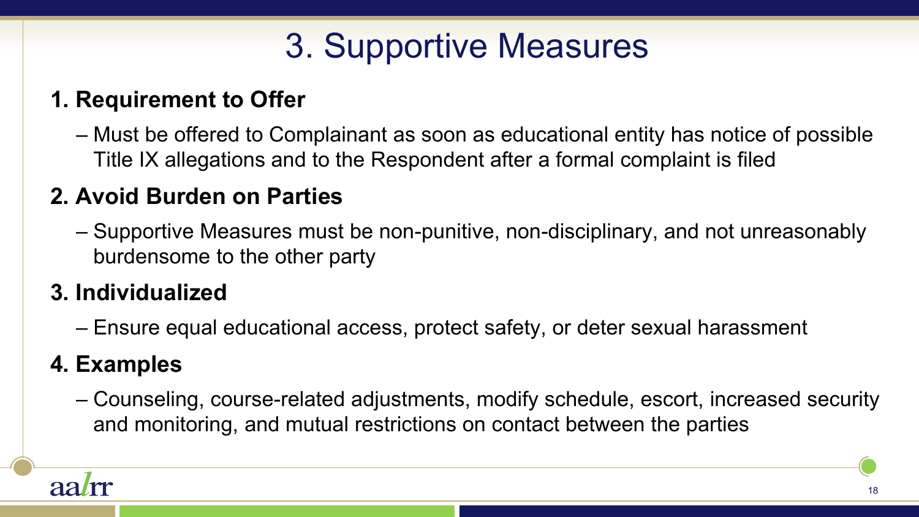# 3. Supportive Measures

**1. Requirement to Offer**

- Must be offered to Complainant as soon as educational entity has notice of possible Title IX allegations and to the Respondent after a formal complaint is filed

**2. Avoid Burden on Parties**

- Supportive Measures must be non-punitive, non-disciplinary, and not unreasonably burdensome to the other party

**3. Individualized**

- Ensure equal educational access, protect safety, or deter sexual harassment

**4. Examples**

- Counseling, course-related adjustments, modify schedule, escort, increased security and monitoring, and mutual restrictions on contact between the parties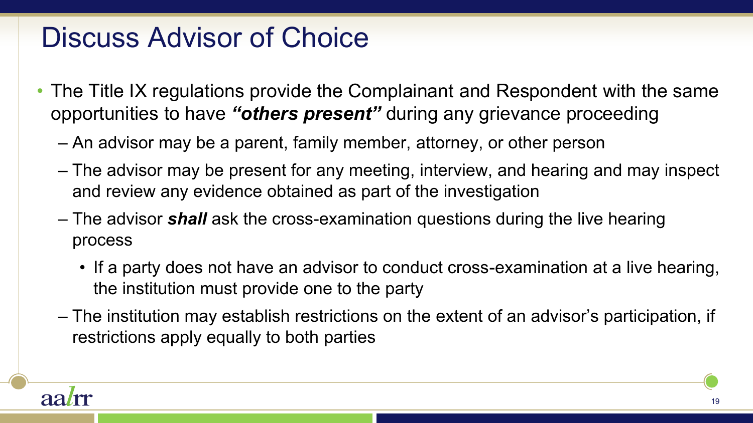# Discuss Advisor of Choice

- The Title IX regulations provide the Complainant and Respondent with the same opportunities to have ***"others present"*** during any grievance proceeding
  - An advisor may be a parent, family member, attorney, or other person
  - The advisor may be present for any meeting, interview, and hearing and may inspect and review any evidence obtained as part of the investigation
  - The advisor ***shall*** ask the cross-examination questions during the live hearing process
    - If a party does not have an advisor to conduct cross-examination at a live hearing, the institution must provide one to the party
  - The institution may establish restrictions on the extent of an advisor's participation, if restrictions apply equally to both parties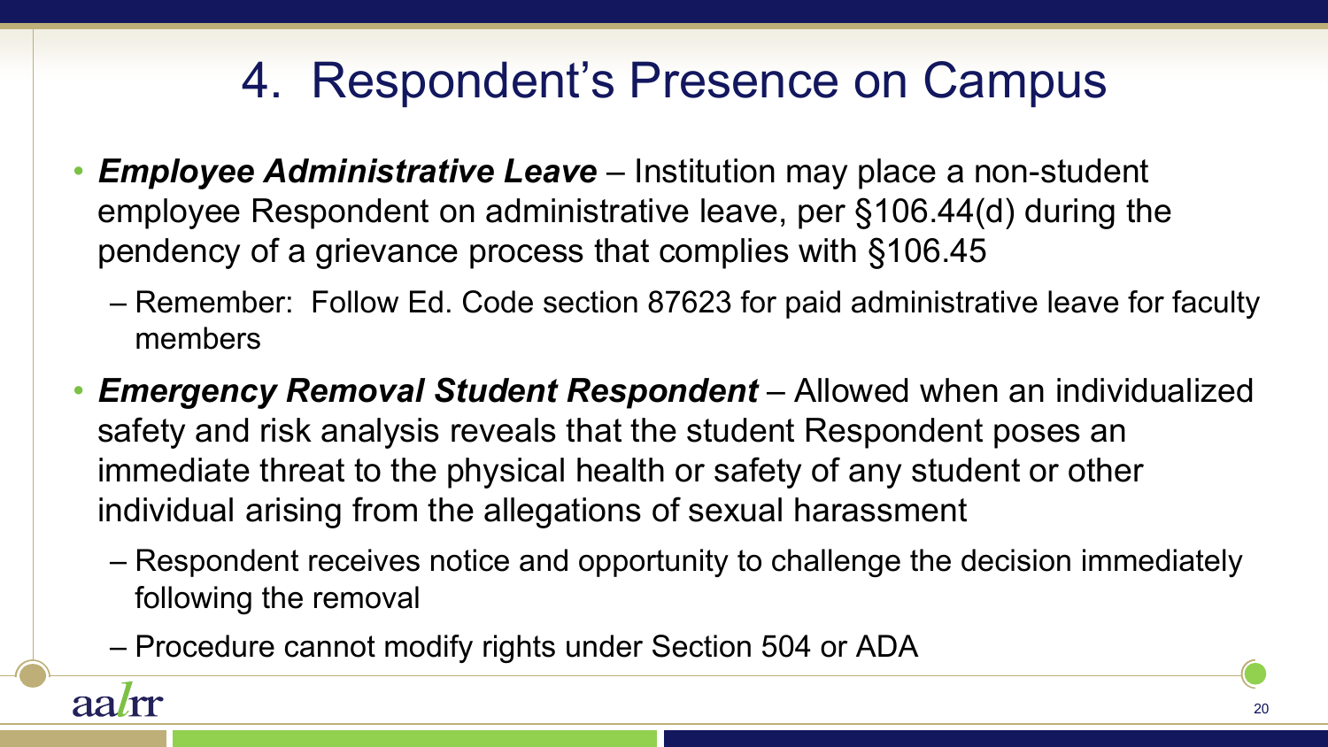# 4. Respondent's Presence on Campus

- ***Employee Administrative Leave*** – Institution may place a non-student employee Respondent on administrative leave, per §106.44(d) during the pendency of a grievance process that complies with §106.45
  - Remember: Follow Ed. Code section 87623 for paid administrative leave for faculty members
- ***Emergency Removal Student Respondent*** – Allowed when an individualized safety and risk analysis reveals that the student Respondent poses an immediate threat to the physical health or safety of any student or other individual arising from the allegations of sexual harassment
  - Respondent receives notice and opportunity to challenge the decision immediately following the removal
  - Procedure cannot modify rights under Section 504 or ADA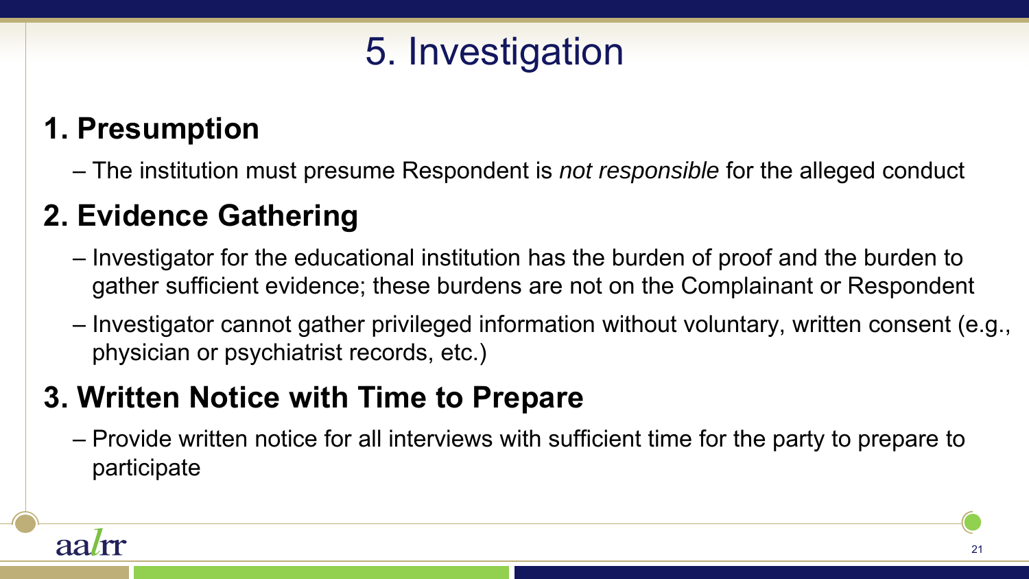# 5. Investigation

## 1. Presumption

- The institution must presume Respondent is *not responsible* for the alleged conduct

## 2. Evidence Gathering

- Investigator for the educational institution has the burden of proof and the burden to gather sufficient evidence; these burdens are not on the Complainant or Respondent
- Investigator cannot gather privileged information without voluntary, written consent (e.g., physician or psychiatrist records, etc.)

## 3. Written Notice with Time to Prepare

- Provide written notice for all interviews with sufficient time for the party to prepare to participate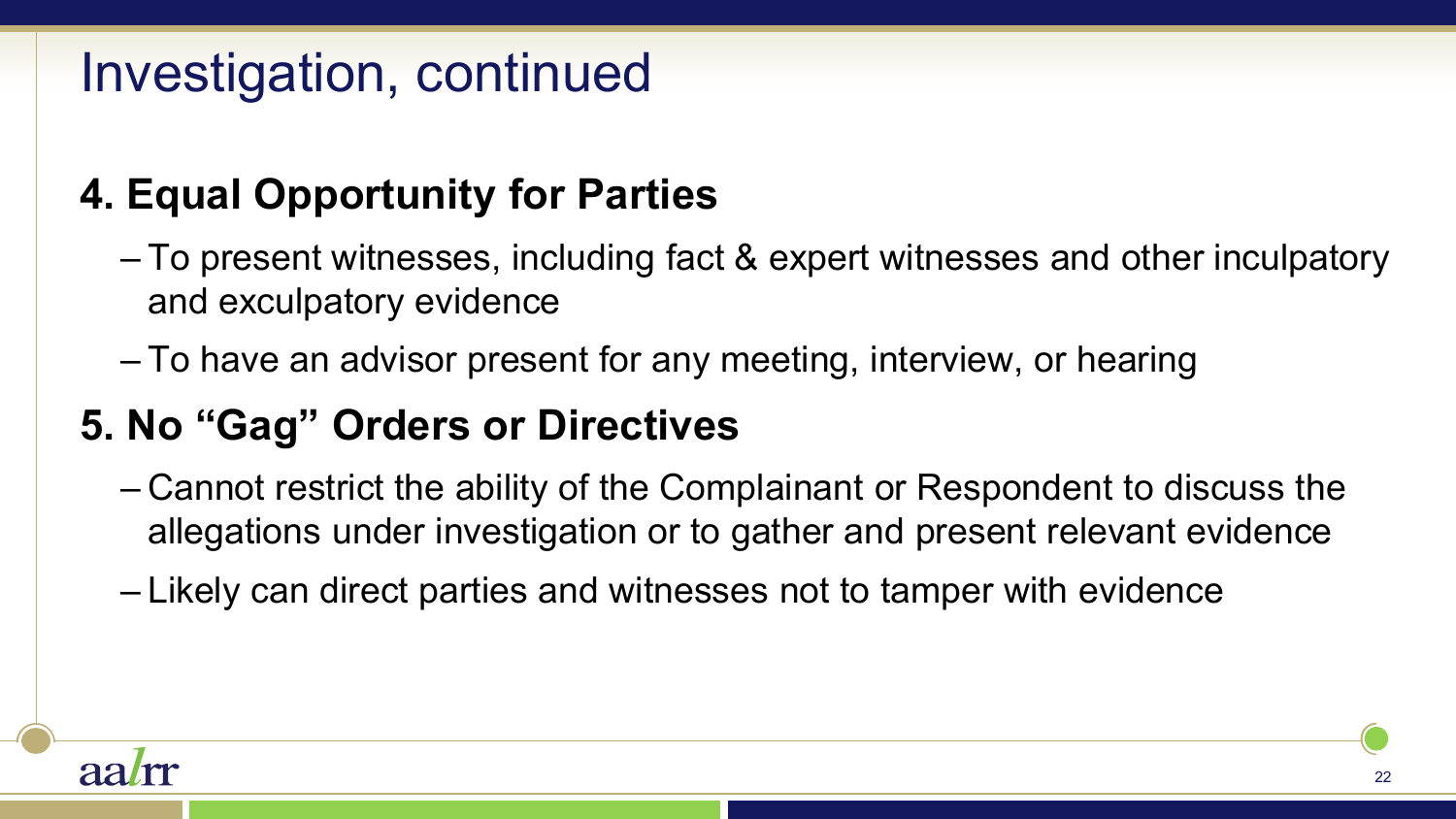# Investigation, continued

## 4. Equal Opportunity for Parties

- To present witnesses, including fact & expert witnesses and other inculpatory and exculpatory evidence
- To have an advisor present for any meeting, interview, or hearing

## 5. No "Gag" Orders or Directives

- Cannot restrict the ability of the Complainant or Respondent to discuss the allegations under investigation or to gather and present relevant evidence
- Likely can direct parties and witnesses not to tamper with evidence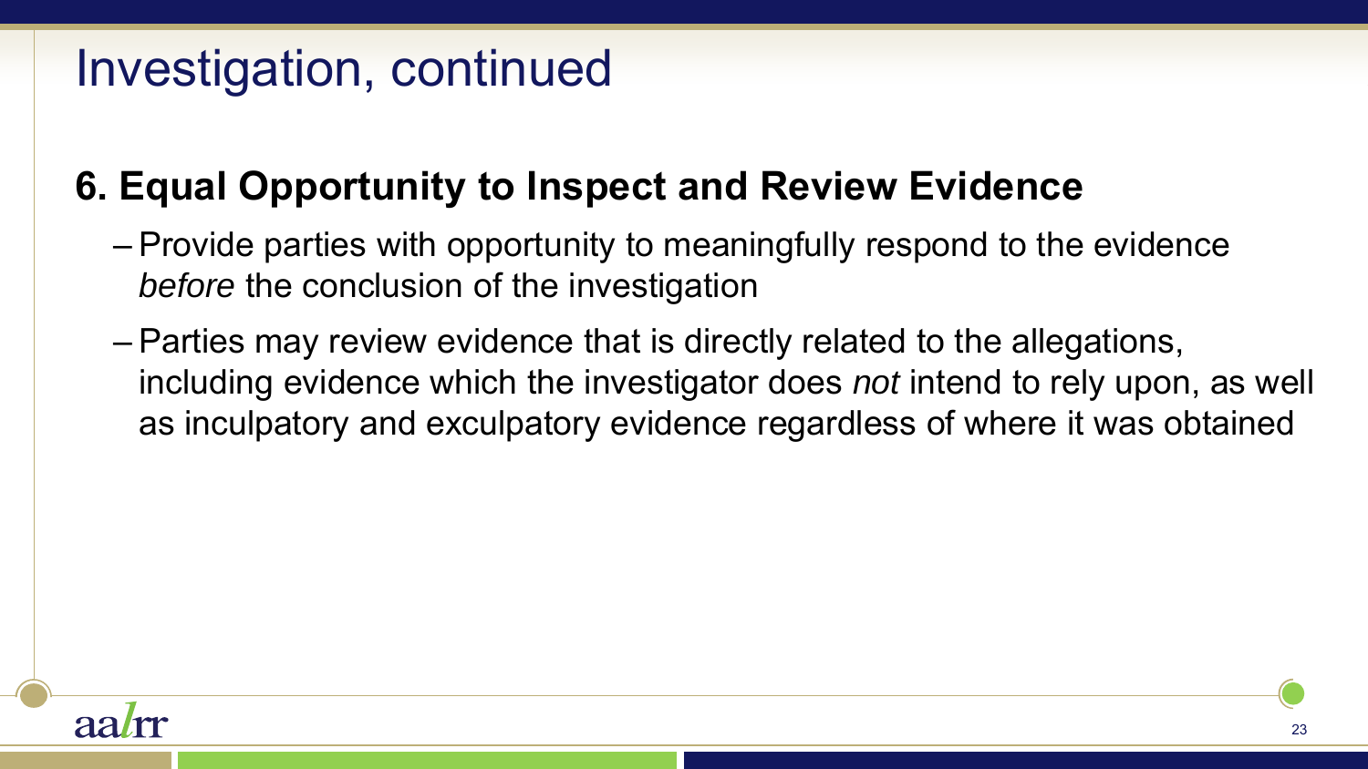# Investigation, continued

## 6. Equal Opportunity to Inspect and Review Evidence

- Provide parties with opportunity to meaningfully respond to the evidence *before* the conclusion of the investigation
- Parties may review evidence that is directly related to the allegations, including evidence which the investigator does *not* intend to rely upon, as well as inculpatory and exculpatory evidence regardless of where it was obtained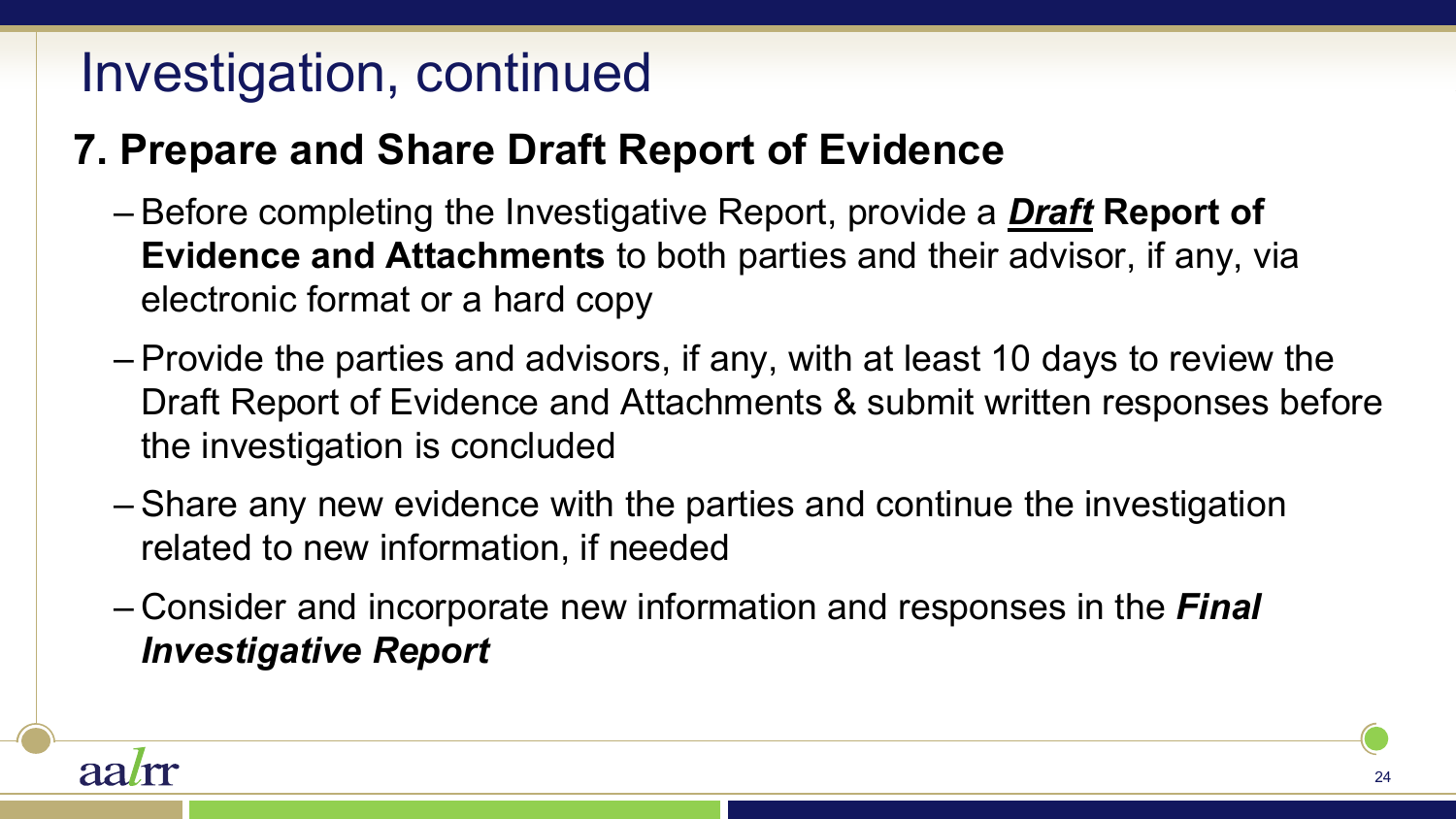# Investigation, continued

## 7. Prepare and Share Draft Report of Evidence

- Before completing the Investigative Report, provide a ***Draft*** **Report of Evidence and Attachments** to both parties and their advisor, if any, via electronic format or a hard copy
- Provide the parties and advisors, if any, with at least 10 days to review the Draft Report of Evidence and Attachments & submit written responses before the investigation is concluded
- Share any new evidence with the parties and continue the investigation related to new information, if needed
- Consider and incorporate new information and responses in the ***Final Investigative Report***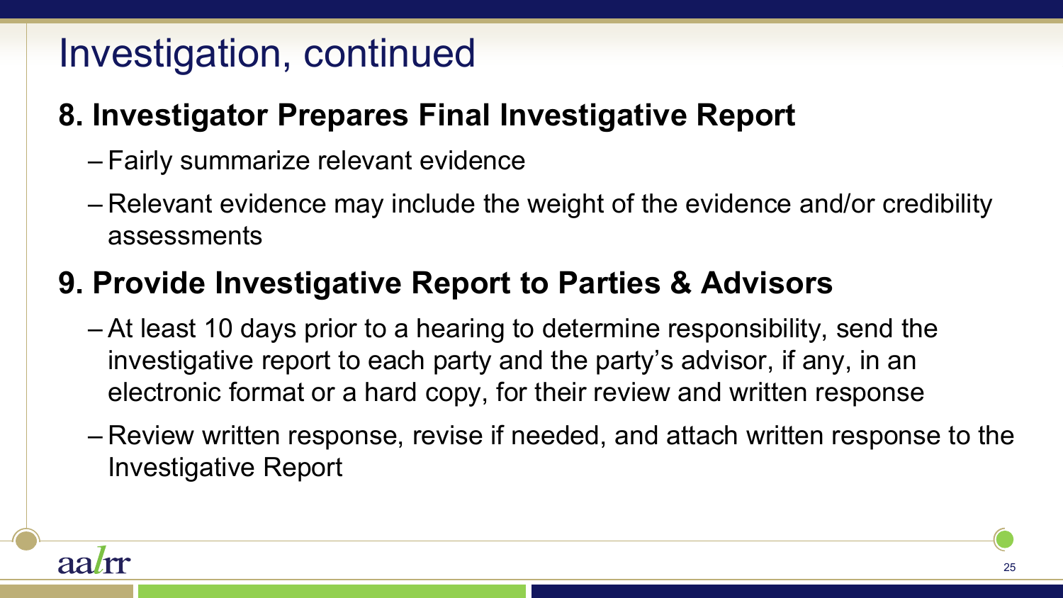# Investigation, continued

## 8. Investigator Prepares Final Investigative Report

- Fairly summarize relevant evidence
- Relevant evidence may include the weight of the evidence and/or credibility assessments

## 9. Provide Investigative Report to Parties & Advisors

- At least 10 days prior to a hearing to determine responsibility, send the investigative report to each party and the party's advisor, if any, in an electronic format or a hard copy, for their review and written response
- Review written response, revise if needed, and attach written response to the Investigative Report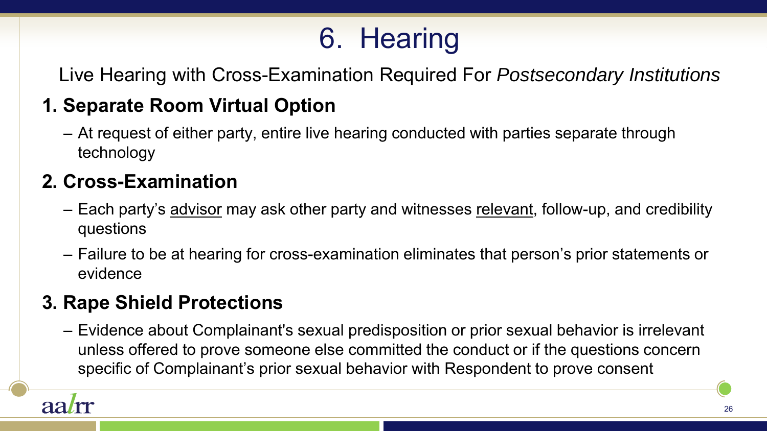# 6. Hearing

Live Hearing with Cross-Examination Required For *Postsecondary Institutions*

## 1. Separate Room Virtual Option

- At request of either party, entire live hearing conducted with parties separate through technology

## 2. Cross-Examination

- Each party's advisor may ask other party and witnesses relevant, follow-up, and credibility questions
- Failure to be at hearing for cross-examination eliminates that person's prior statements or evidence

## 3. Rape Shield Protections

- Evidence about Complainant's sexual predisposition or prior sexual behavior is irrelevant unless offered to prove someone else committed the conduct or if the questions concern specific of Complainant's prior sexual behavior with Respondent to prove consent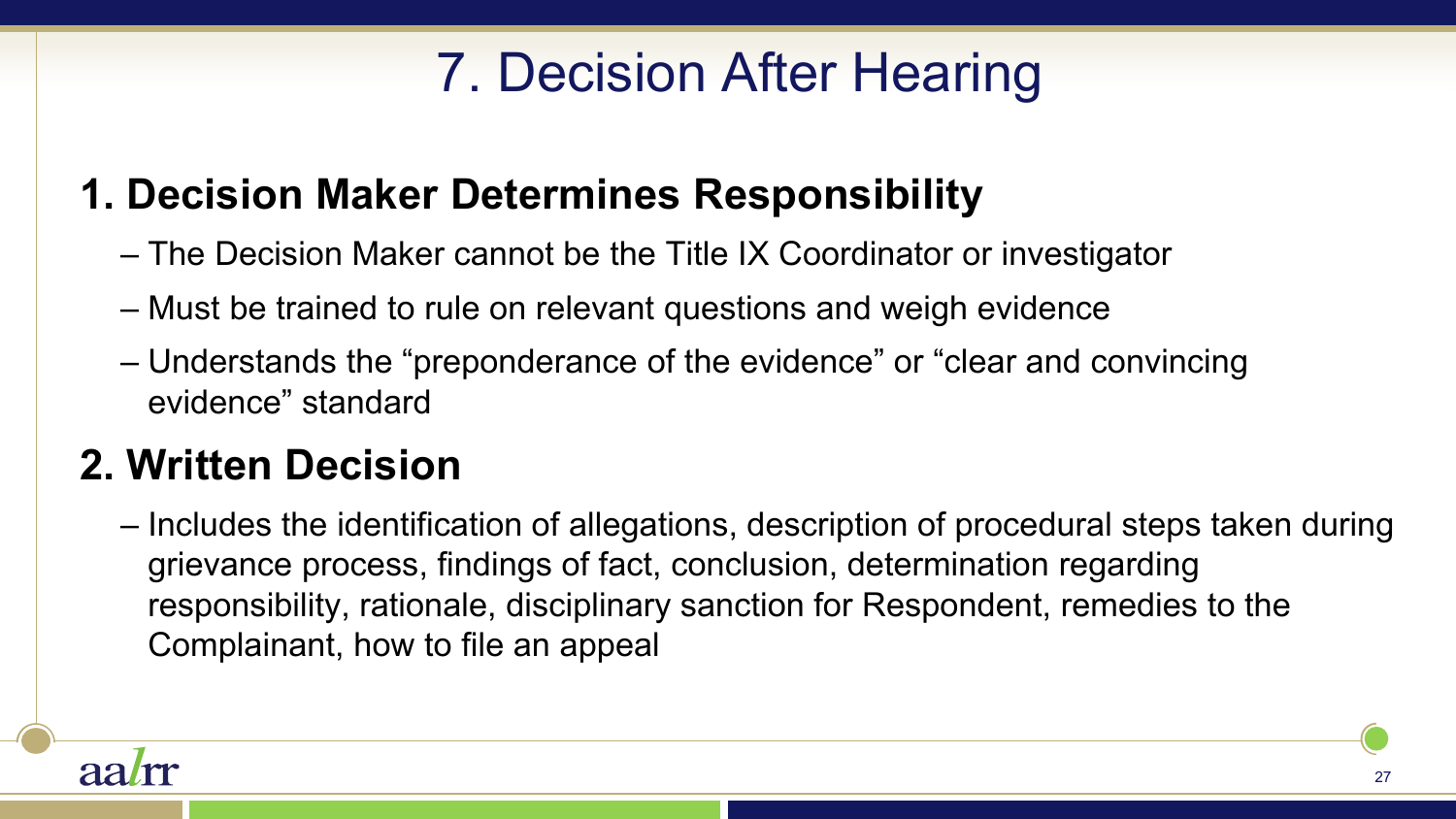# 7. Decision After Hearing

## 1. Decision Maker Determines Responsibility

- The Decision Maker cannot be the Title IX Coordinator or investigator
- Must be trained to rule on relevant questions and weigh evidence
- Understands the “preponderance of the evidence” or “clear and convincing evidence” standard

## 2. Written Decision

- Includes the identification of allegations, description of procedural steps taken during grievance process, findings of fact, conclusion, determination regarding responsibility, rationale, disciplinary sanction for Respondent, remedies to the Complainant, how to file an appeal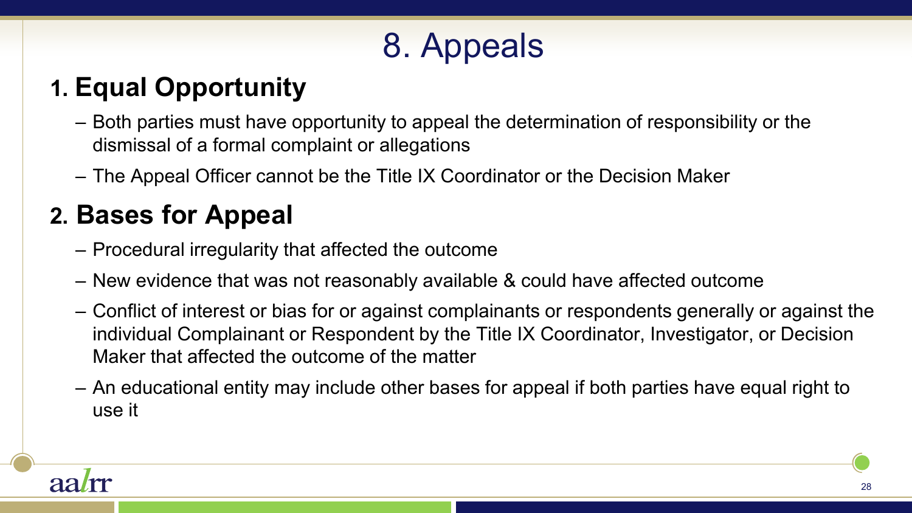# 8. Appeals

## 1. Equal Opportunity

- Both parties must have opportunity to appeal the determination of responsibility or the dismissal of a formal complaint or allegations
- The Appeal Officer cannot be the Title IX Coordinator or the Decision Maker

## 2. Bases for Appeal

- Procedural irregularity that affected the outcome
- New evidence that was not reasonably available & could have affected outcome
- Conflict of interest or bias for or against complainants or respondents generally or against the individual Complainant or Respondent by the Title IX Coordinator, Investigator, or Decision Maker that affected the outcome of the matter
- An educational entity may include other bases for appeal if both parties have equal right to use it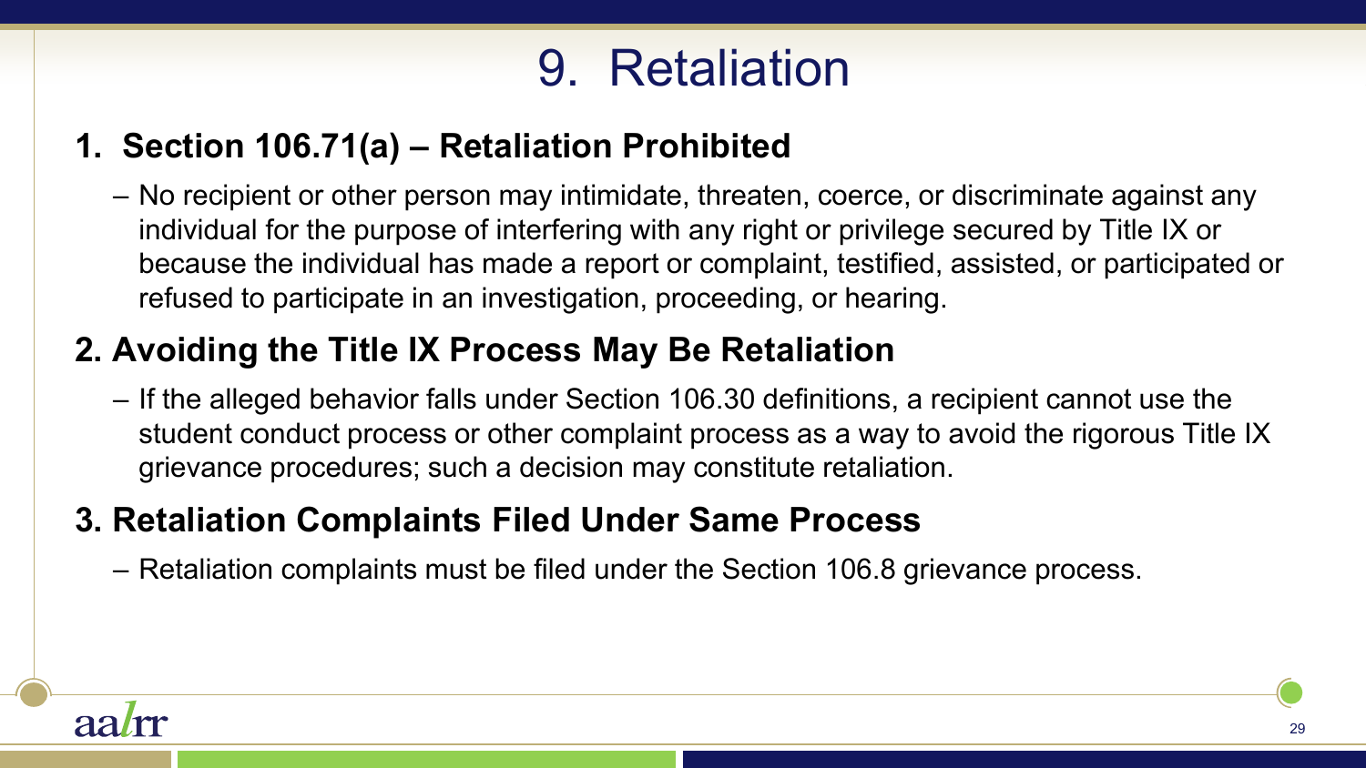# 9. Retaliation

## 1. Section 106.71(a) – Retaliation Prohibited

- No recipient or other person may intimidate, threaten, coerce, or discriminate against any individual for the purpose of interfering with any right or privilege secured by Title IX or because the individual has made a report or complaint, testified, assisted, or participated or refused to participate in an investigation, proceeding, or hearing.

## 2. Avoiding the Title IX Process May Be Retaliation

- If the alleged behavior falls under Section 106.30 definitions, a recipient cannot use the student conduct process or other complaint process as a way to avoid the rigorous Title IX grievance procedures; such a decision may constitute retaliation.

## 3. Retaliation Complaints Filed Under Same Process

- Retaliation complaints must be filed under the Section 106.8 grievance process.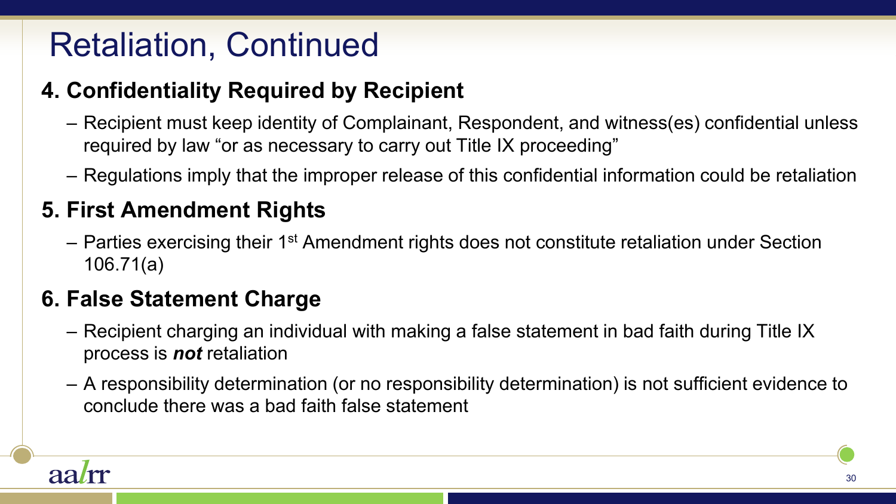# Retaliation, Continued

## 4. Confidentiality Required by Recipient

- Recipient must keep identity of Complainant, Respondent, and witness(es) confidential unless required by law "or as necessary to carry out Title IX proceeding"
- Regulations imply that the improper release of this confidential information could be retaliation

## 5. First Amendment Rights

- Parties exercising their 1st Amendment rights does not constitute retaliation under Section 106.71(a)

## 6. False Statement Charge

- Recipient charging an individual with making a false statement in bad faith during Title IX process is ***not*** retaliation
- A responsibility determination (or no responsibility determination) is not sufficient evidence to conclude there was a bad faith false statement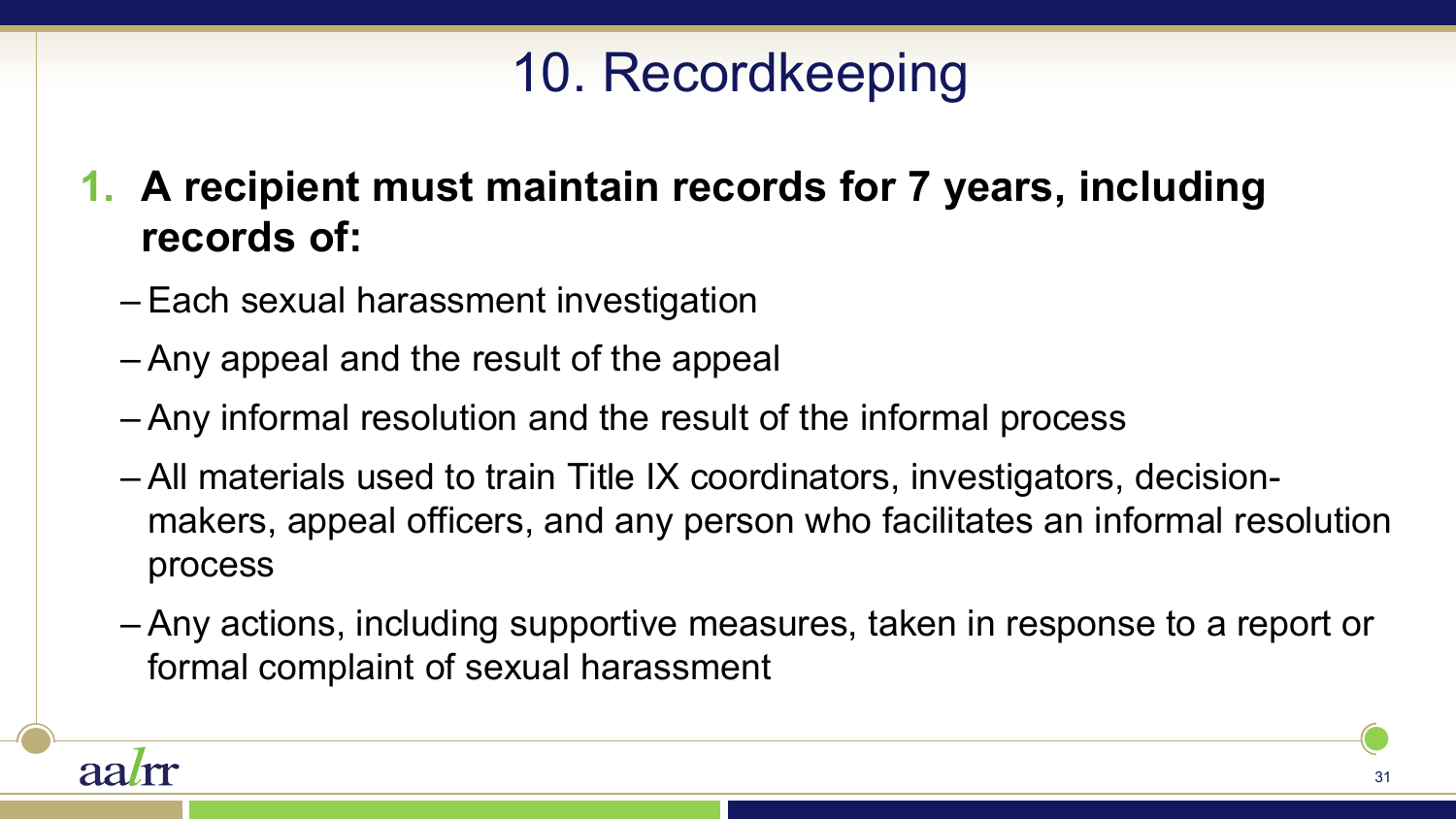# 10. Recordkeeping

1. **A recipient must maintain records for 7 years, including records of:**
   - Each sexual harassment investigation
   - Any appeal and the result of the appeal
   - Any informal resolution and the result of the informal process
   - All materials used to train Title IX coordinators, investigators, decision-makers, appeal officers, and any person who facilitates an informal resolution process
   - Any actions, including supportive measures, taken in response to a report or formal complaint of sexual harassment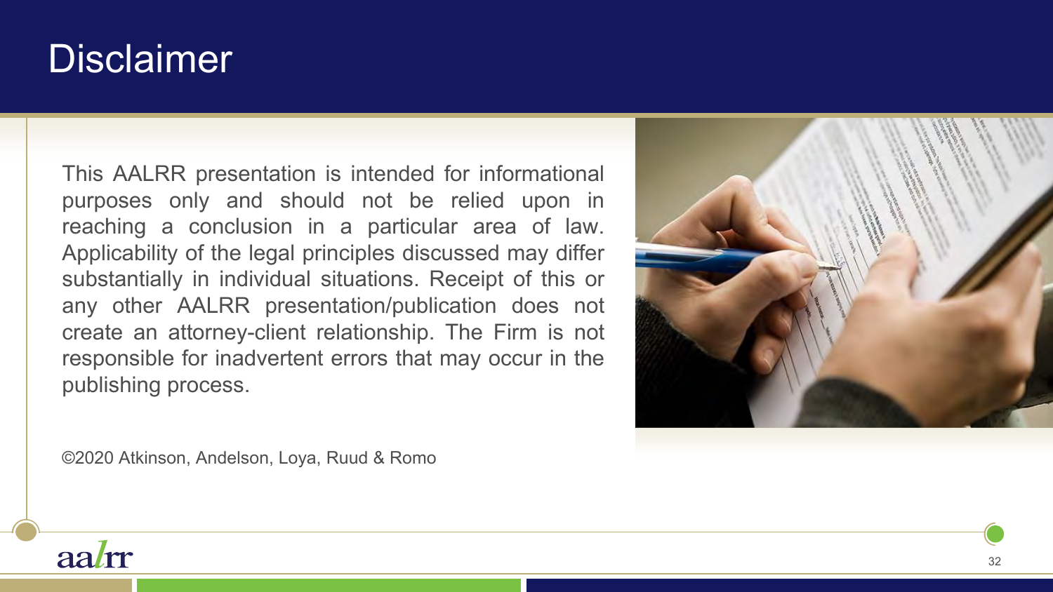# Disclaimer

This AALRR presentation is intended for informational purposes only and should not be relied upon in reaching a conclusion in a particular area of law. Applicability of the legal principles discussed may differ substantially in individual situations. Receipt of this or any other AALRR presentation/publication does not create an attorney-client relationship. The Firm is not responsible for inadvertent errors that may occur in the publishing process.

©2020 Atkinson, Andelson, Loya, Ruud & Romo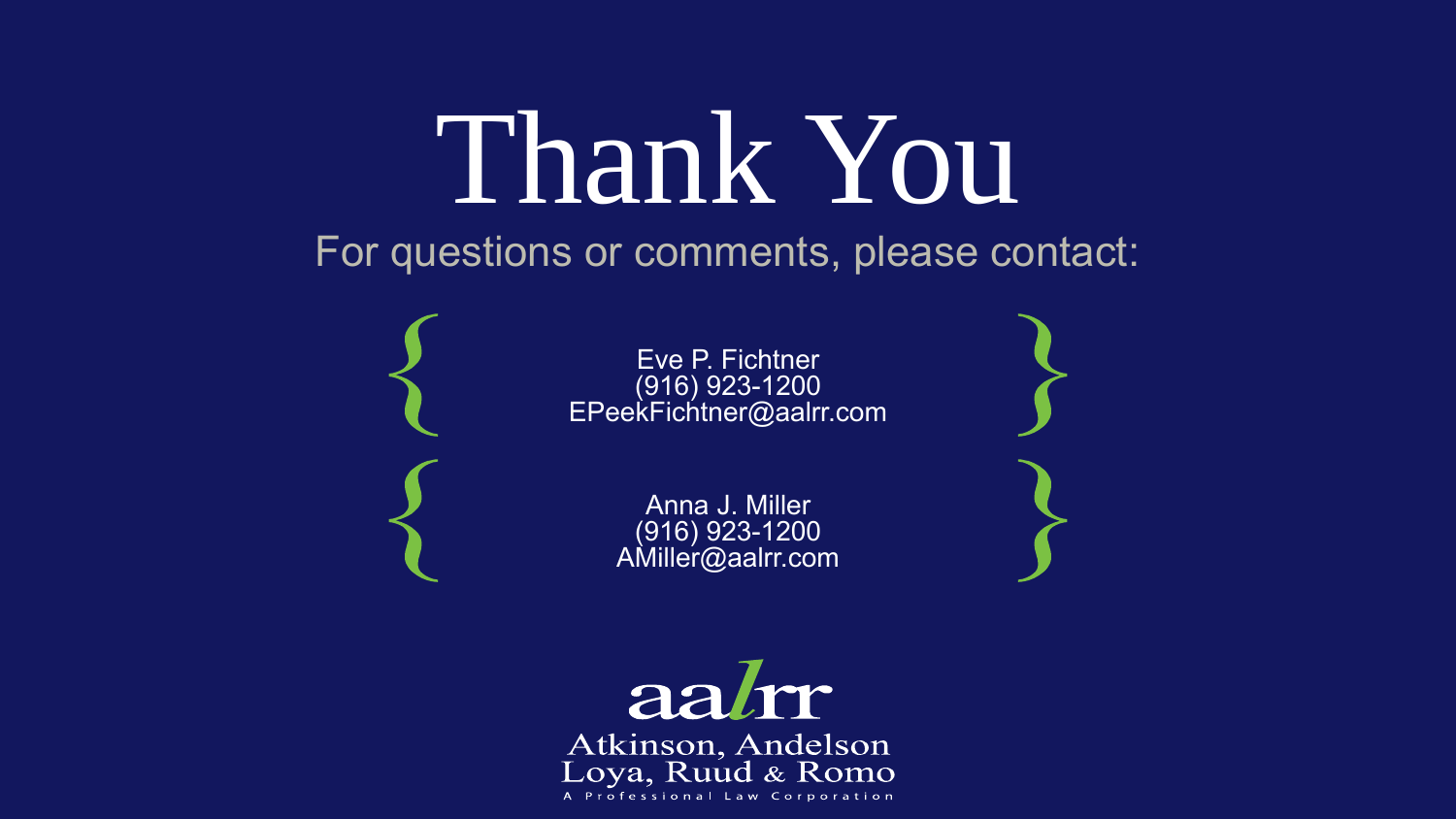# Thank You

For questions or comments, please contact:

Eve P. Fichtner
(916) 923-1200
EPeekFichtner@aalrr.com

Anna J. Miller
(916) 923-1200
AMiller@aalrr.com

aalrr
Atkinson, Andelson
Loya, Ruud & Romo
A Professional Law Corporation